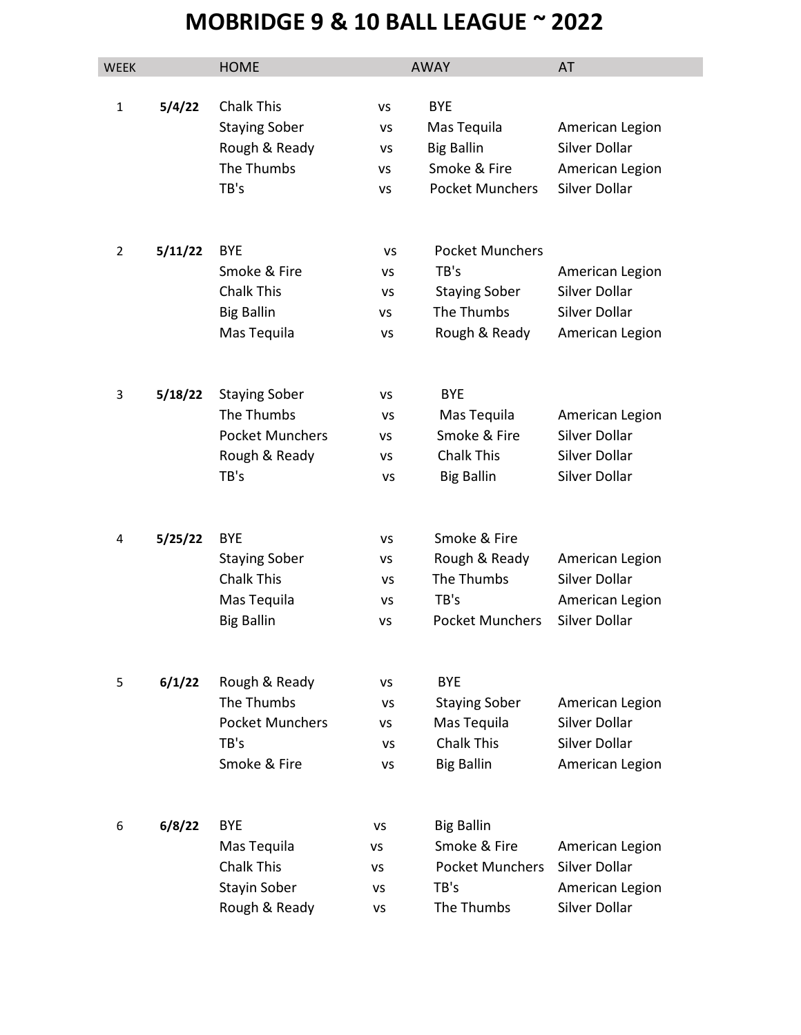# MOBRIDGE 9 & 10 BALL LEAGUE ~ 2022

| WEEK | | HOME | | AWAY | AT |
|---|---|---|---|---|---|
| 1 | 5/4/22 | Chalk This | vs | BYE | |
| | | Staying Sober | vs | Mas Tequila | American Legion |
| | | Rough & Ready | vs | Big Ballin | Silver Dollar |
| | | The Thumbs | vs | Smoke & Fire | American Legion |
| | | TB's | vs | Pocket Munchers | Silver Dollar |
| 2 | 5/11/22 | BYE | vs | Pocket Munchers | |
| | | Smoke & Fire | vs | TB's | American Legion |
| | | Chalk This | vs | Staying Sober | Silver Dollar |
| | | Big Ballin | vs | The Thumbs | Silver Dollar |
| | | Mas Tequila | vs | Rough & Ready | American Legion |
| 3 | 5/18/22 | Staying Sober | vs | BYE | |
| | | The Thumbs | vs | Mas Tequila | American Legion |
| | | Pocket Munchers | vs | Smoke & Fire | Silver Dollar |
| | | Rough & Ready | vs | Chalk This | Silver Dollar |
| | | TB's | vs | Big Ballin | Silver Dollar |
| 4 | 5/25/22 | BYE | vs | Smoke & Fire | |
| | | Staying Sober | vs | Rough & Ready | American Legion |
| | | Chalk This | vs | The Thumbs | Silver Dollar |
| | | Mas Tequila | vs | TB's | American Legion |
| | | Big Ballin | vs | Pocket Munchers | Silver Dollar |
| 5 | 6/1/22 | Rough & Ready | vs | BYE | |
| | | The Thumbs | vs | Staying Sober | American Legion |
| | | Pocket Munchers | vs | Mas Tequila | Silver Dollar |
| | | TB's | vs | Chalk This | Silver Dollar |
| | | Smoke & Fire | vs | Big Ballin | American Legion |
| 6 | 6/8/22 | BYE | vs | Big Ballin | |
| | | Mas Tequila | vs | Smoke & Fire | American Legion |
| | | Chalk This | vs | Pocket Munchers | Silver Dollar |
| | | Stayin Sober | vs | TB's | American Legion |
| | | Rough & Ready | vs | The Thumbs | Silver Dollar |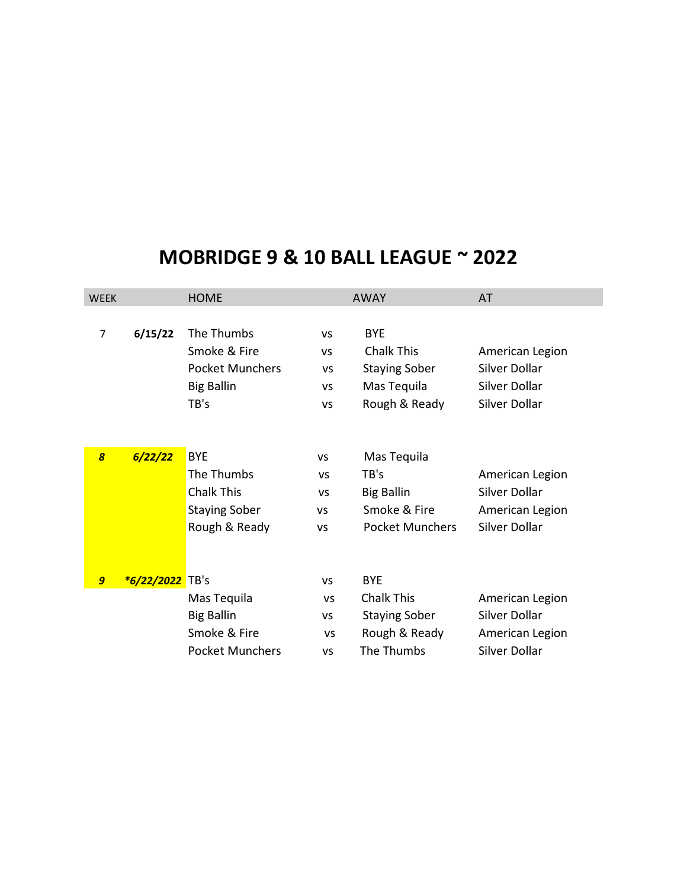# MOBRIDGE 9 & 10 BALL LEAGUE ~ 2022

| WEEK | | HOME | | AWAY | AT |
|---|---|---|---|---|---|
| 7 | **6/15/22** | The Thumbs | vs | BYE | |
| | | Smoke & Fire | vs | Chalk This | American Legion |
| | | Pocket Munchers | vs | Staying Sober | Silver Dollar |
| | | Big Ballin | vs | Mas Tequila | Silver Dollar |
| | | TB's | vs | Rough & Ready | Silver Dollar |
| ***8*** | ***6/22/22*** | BYE | vs | Mas Tequila | |
| | | The Thumbs | vs | TB's | American Legion |
| | | Chalk This | vs | Big Ballin | Silver Dollar |
| | | Staying Sober | vs | Smoke & Fire | American Legion |
| | | Rough & Ready | vs | Pocket Munchers | Silver Dollar |
| ***9*** | ****6/22/2022*** | TB's | vs | BYE | |
| | | Mas Tequila | vs | Chalk This | American Legion |
| | | Big Ballin | vs | Staying Sober | Silver Dollar |
| | | Smoke & Fire | vs | Rough & Ready | American Legion |
| | | Pocket Munchers | vs | The Thumbs | Silver Dollar |